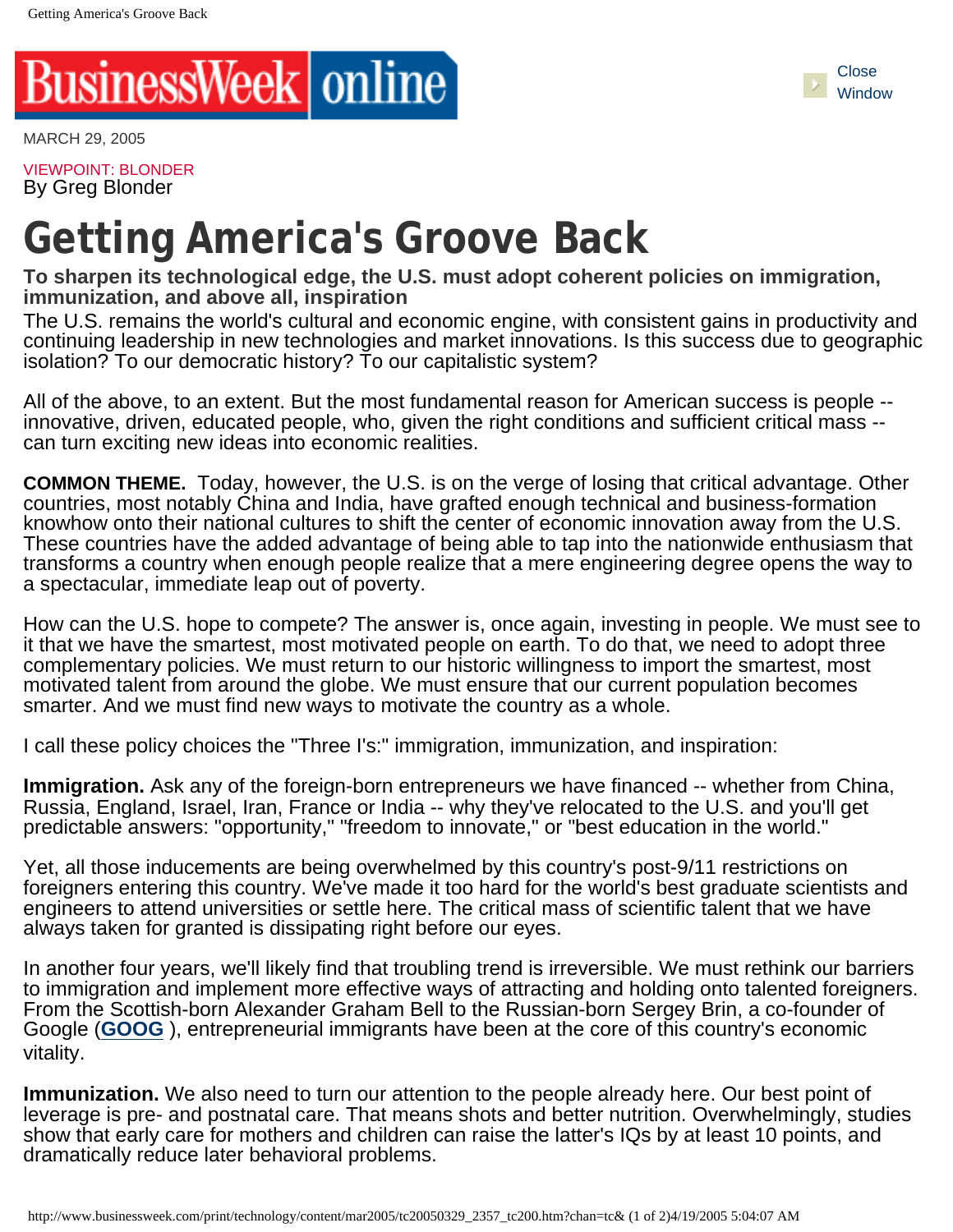BusinessWeek online

MARCH 29, 2005

VIEWPOINT: BLONDER

By Greg Blonder

# Getting America's Groove Back

**To sharpen its technological edge, the U.S. must adopt coherent policies on immigration, immunization, and above all, inspiration**

The U.S. remains the world's cultural and economic engine, with consistent gains in productivity and continuing leadership in new technologies and market innovations. Is this success due to geographic isolation? To our democratic history? To our capitalistic system?

All of the above, to an extent. But the most fundamental reason for American success is people -- innovative, driven, educated people, who, given the right conditions and sufficient critical mass -- can turn exciting new ideas into economic realities.

**COMMON THEME.** Today, however, the U.S. is on the verge of losing that critical advantage. Other countries, most notably China and India, have grafted enough technical and business-formation knowhow onto their national cultures to shift the center of economic innovation away from the U.S. These countries have the added advantage of being able to tap into the nationwide enthusiasm that transforms a country when enough people realize that a mere engineering degree opens the way to a spectacular, immediate leap out of poverty.

How can the U.S. hope to compete? The answer is, once again, investing in people. We must see to it that we have the smartest, most motivated people on earth. To do that, we need to adopt three complementary policies. We must return to our historic willingness to import the smartest, most motivated talent from around the globe. We must ensure that our current population becomes smarter. And we must find new ways to motivate the country as a whole.

I call these policy choices the "Three I's:" immigration, immunization, and inspiration:

**Immigration.** Ask any of the foreign-born entrepreneurs we have financed -- whether from China, Russia, England, Israel, Iran, France or India -- why they've relocated to the U.S. and you'll get predictable answers: "opportunity," "freedom to innovate," or "best education in the world."

Yet, all those inducements are being overwhelmed by this country's post-9/11 restrictions on foreigners entering this country. We've made it too hard for the world's best graduate scientists and engineers to attend universities or settle here. The critical mass of scientific talent that we have always taken for granted is dissipating right before our eyes.

In another four years, we'll likely find that troubling trend is irreversible. We must rethink our barriers to immigration and implement more effective ways of attracting and holding onto talented foreigners. From the Scottish-born Alexander Graham Bell to the Russian-born Sergey Brin, a co-founder of Google (**GOOG** ), entrepreneurial immigrants have been at the core of this country's economic vitality.

**Immunization.** We also need to turn our attention to the people already here. Our best point of leverage is pre- and postnatal care. That means shots and better nutrition. Overwhelmingly, studies show that early care for mothers and children can raise the latter's IQs by at least 10 points, and dramatically reduce later behavioral problems.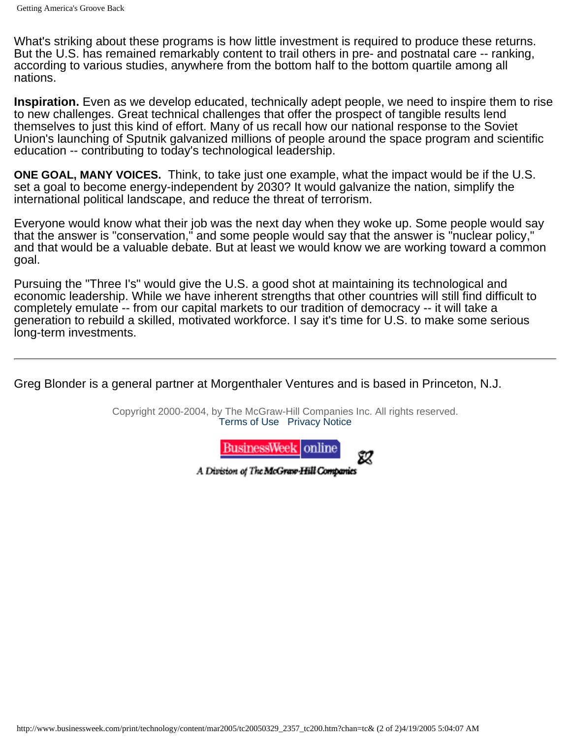What's striking about these programs is how little investment is required to produce these returns. But the U.S. has remained remarkably content to trail others in pre- and postnatal care -- ranking, according to various studies, anywhere from the bottom half to the bottom quartile among all nations.

**Inspiration.** Even as we develop educated, technically adept people, we need to inspire them to rise to new challenges. Great technical challenges that offer the prospect of tangible results lend themselves to just this kind of effort. Many of us recall how our national response to the Soviet Union's launching of Sputnik galvanized millions of people around the space program and scientific education -- contributing to today's technological leadership.

**ONE GOAL, MANY VOICES.** Think, to take just one example, what the impact would be if the U.S. set a goal to become energy-independent by 2030? It would galvanize the nation, simplify the international political landscape, and reduce the threat of terrorism.

Everyone would know what their job was the next day when they woke up. Some people would say that the answer is "conservation," and some people would say that the answer is "nuclear policy," and that would be a valuable debate. But at least we would know we are working toward a common goal.

Pursuing the "Three I's" would give the U.S. a good shot at maintaining its technological and economic leadership. While we have inherent strengths that other countries will still find difficult to completely emulate -- from our capital markets to our tradition of democracy -- it will take a generation to rebuild a skilled, motivated workforce. I say it's time for U.S. to make some serious long-term investments.

---

Greg Blonder is a general partner at Morgenthaler Ventures and is based in Princeton, N.J.

Copyright 2000-2004, by The McGraw-Hill Companies Inc. All rights reserved.
Terms of Use Privacy Notice

BusinessWeek online
A Division of The McGraw-Hill Companies